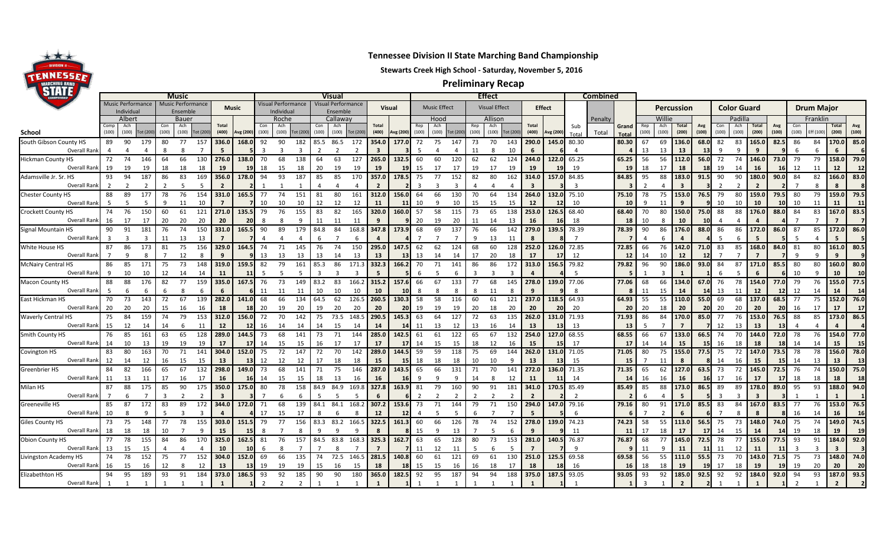# Tennessee Division II State Marching Band Championship

**Stewarts Creek High School - Saturday, November 5, 2016**

## Preliminary Recap

| School | Music | | | | | | | | Visual | | | | | | | | Effect | | | | | | | | Combined | | | Percussion | | | | Color Guard | | | | Drum Major | | | |
|---|---|---|---|---|---|---|---|---|---|---|---|---|---|---|---|---|---|---|---|---|---|---|---|---|---|---|---|---|---|---|---|---|---|---|---|---|---|---|---|
| | Music Performance Individual | | | Music Performance Ensemble | | | Music | | Visual Performance Individual | | | Visual Performance Ensemble | | | Visual | | Music Effect | | | Visual Effect | | | Effect | | | | | | | | | | | | | | | | |
| | Albert | | | Bauer | | | | | Roche | | | Callaway | | | | | Hood | | | Allison | | | | | | Penalty | | Willie | | | | Padilla | | | | Franklin | | | |
| | Comp (100) | Ach (100) | Tot (200) | Con (100) | Ach (100) | Tot (200) | Total (400) | Avg (200) | Con (100) | Ach (100) | Tot (200) | Con (100) | Ach (100) | Tot (200) | Total (400) | Avg (200) | Rep (100) | Ach (100) | Tot (200) | Rep (100) | Ach (100) | Tot (200) | Total (400) | Avg (200) | Sub Total | Total | Grand Total | Rep (100) | Ach (100) | Total (200) | Avg (100) | Con (100) | Ach (100) | Total (200) | Avg (100) | Con (100) | Eff (100) | Total (200) | Avg (100) |
| South Gibson County HS | 89 | 90 | 179 | 80 | 77 | 157 | 336.0 | 168.0 | 92 | 90 | 182 | 85.5 | 86.5 | 172 | 354.0 | 177.0 | 72 | 75 | 147 | 73 | 70 | 143 | 290.0 | 145.0 | 80.30 | | 80.30 | 67 | 69 | 136.0 | 68.0 | 82 | 83 | 165.0 | 82.5 | 86 | 84 | 170.0 | 85.0 |
| Overall Rank | 4 | 4 | 4 | 8 | 8 | 7 | 5 | 5 | 3 | 3 | 3 | 2 | 2 | 2 | 3 | 3 | 4 | 5 | 4 | 11 | 8 | 10 | 6 | 6 | 4 | | 4 | 13 | 13 | 13 | 13 | 9 | 9 | 9 | 9 | 6 | 6 | 6 | 6 |
| Hickman County HS | 72 | 74 | 146 | 64 | 66 | 130 | 276.0 | 138.0 | 70 | 68 | 138 | 64 | 63 | 127 | 265.0 | 132.5 | 60 | 60 | 120 | 62 | 62 | 124 | 244.0 | 122.0 | 65.25 | | 65.25 | 56 | 56 | 112.0 | 56.0 | 72 | 74 | 146.0 | 73.0 | 79 | 79 | 158.0 | 79.0 |
| Overall Rank | 19 | 19 | 19 | 18 | 18 | 18 | 19 | 19 | 18 | 15 | 18 | 20 | 19 | 19 | 19 | 19 | 15 | 17 | 17 | 19 | 17 | 19 | 19 | 19 | 19 | | 19 | 18 | 17 | 18 | 18 | 19 | 14 | 16 | 16 | 12 | 11 | 12 | 12 |
| Adamsville Jr. Sr. HS | 93 | 94 | 187 | 86 | 83 | 169 | 356.0 | 178.0 | 94 | 93 | 187 | 85 | 85 | 170 | 357.0 | 178.5 | 75 | 77 | 152 | 82 | 80 | 162 | 314.0 | 157.0 | 84.85 | | 84.85 | 95 | 88 | 183.0 | 91.5 | 90 | 90 | 180.0 | 90.0 | 84 | 82 | 166.0 | 83.0 |
| Overall Rank | 2 | 2 | 2 | 2 | 5 | 5 | 2 | 2 | 1 | 1 | 1 | 4 | 4 | 4 | 2 | 2 | 3 | 3 | 3 | 4 | 4 | 4 | 3 | 3 | 3 | | 3 | 2 | 4 | 3 | 3 | 2 | 2 | 2 | 2 | 7 | 8 | 8 | 8 |
| Chester County HS | 88 | 89 | 177 | 78 | 76 | 154 | 331.0 | 165.5 | 77 | 74 | 151 | 81 | 80 | 161 | 312.0 | 156.0 | 64 | 66 | 130 | 70 | 64 | 134 | 264.0 | 132.0 | 75.10 | | 75.10 | 78 | 75 | 153.0 | 76.5 | 79 | 80 | 159.0 | 79.5 | 80 | 79 | 159.0 | 79.5 |
| Overall Rank | 5 | 5 | 5 | 9 | 11 | 10 | 7 | 7 | 10 | 10 | 10 | 12 | 12 | 12 | 11 | 11 | 10 | 9 | 10 | 15 | 15 | 15 | 12 | 12 | 10 | | 10 | 9 | 11 | 9 | 9 | 10 | 10 | 10 | 10 | 10 | 11 | 11 | 11 |
| Crockett County HS | 74 | 76 | 150 | 60 | 61 | 121 | 271.0 | 135.5 | 79 | 76 | 155 | 83 | 82 | 165 | 320.0 | 160.0 | 57 | 58 | 115 | 73 | 65 | 138 | 253.0 | 126.5 | 68.40 | | 68.40 | 70 | 80 | 150.0 | 75.0 | 88 | 88 | 176.0 | 88.0 | 84 | 83 | 167.0 | 83.5 |
| Overall Rank | 16 | 17 | 17 | 20 | 20 | 20 | 20 | 20 | 8 | 8 | 9 | 11 | 11 | 11 | 9 | 9 | 20 | 19 | 20 | 11 | 14 | 13 | 16 | 16 | 18 | | 18 | 10 | 8 | 10 | 10 | 4 | 4 | 4 | 4 | 7 | 7 | 7 | 7 |
| Signal Mountain HS | 90 | 91 | 181 | 76 | 74 | 150 | 331.0 | 165.5 | 90 | 89 | 179 | 84.8 | 84 | 168.8 | 347.8 | 173.9 | 68 | 69 | 137 | 76 | 66 | 142 | 279.0 | 139.5 | 78.39 | | 78.39 | 90 | 86 | 176.0 | 88.0 | 86 | 86 | 172.0 | 86.0 | 87 | 85 | 172.0 | 86.0 |
| Overall Rank | 3 | 3 | 3 | 10 | 12 | 11 | 7 | 7 | 4 | 4 | 4 | 6 | 7 | 6 | 4 | 4 | 7 | 7 | 7 | 7 | 13 | 11 | 8 | 8 | 7 | | 7 | 4 | 6 | 4 | 4 | 5 | 6 | 5 | 5 | 5 | 4 | 5 | 5 |
| White House HS | 87 | 86 | 173 | 81 | 75 | 156 | 329.0 | 164.5 | 74 | 71 | 145 | 76 | 74 | 150 | 295.0 | 147.5 | 62 | 62 | 124 | 68 | 60 | 128 | 252.0 | 126.0 | 72.85 | | 72.85 | 66 | 76 | 142.0 | 71.0 | 83 | 85 | 168.0 | 84.0 | 81 | 80 | 161.0 | 80.5 |
| Overall Rank | 7 | 9 | 8 | 7 | 12 | 8 | 9 | 9 | 13 | 13 | 13 | 13 | 14 | 13 | 13 | 13 | 13 | 14 | 14 | 17 | 20 | 18 | 17 | 17 | 12 | | 12 | 14 | 10 | 12 | 12 | 7 | 7 | 7 | 7 | 9 | 9 | 9 | 9 |
| McNairy Central HS | 86 | 85 | 171 | 75 | 73 | 148 | 319.0 | 159.5 | 82 | 79 | 161 | 85.3 | 86 | 171.3 | 332.3 | 166.2 | 70 | 71 | 141 | 86 | 86 | 172 | 313.0 | 156.5 | 79.82 | | 79.82 | 96 | 90 | 186.0 | 93.0 | 84 | 87 | 171.0 | 85.5 | 80 | 80 | 160.0 | 80.0 |
| Overall Rank | 9 | 10 | 10 | 12 | 14 | 14 | 11 | 11 | 5 | 5 | 5 | 3 | 3 | 3 | 5 | 5 | 6 | 5 | 6 | 3 | 3 | 3 | 4 | 4 | 5 | | 5 | 1 | 3 | 1 | 1 | 6 | 5 | 6 | 6 | 10 | 9 | 10 | 10 |
| Macon County HS | 88 | 88 | 176 | 82 | 77 | 159 | 335.0 | 167.5 | 76 | 73 | 149 | 83.2 | 83 | 166.2 | 315.2 | 157.6 | 66 | 67 | 133 | 77 | 68 | 145 | 278.0 | 139.0 | 77.06 | | 77.06 | 68 | 66 | 134.0 | 67.0 | 76 | 78 | 154.0 | 77.0 | 79 | 76 | 155.0 | 77.5 |
| Overall Rank | 5 | 6 | 6 | 6 | 8 | 6 | 6 | 6 | 11 | 11 | 11 | 10 | 10 | 10 | 10 | 10 | 8 | 8 | 8 | 8 | 11 | 8 | 9 | 9 | 8 | | 8 | 11 | 15 | 14 | 14 | 13 | 11 | 12 | 12 | 12 | 14 | 14 | 14 |
| East Hickman HS | 70 | 73 | 143 | 72 | 67 | 139 | 282.0 | 141.0 | 68 | 66 | 134 | 64.5 | 62 | 126.5 | 260.5 | 130.3 | 58 | 58 | 116 | 60 | 61 | 121 | 237.0 | 118.5 | 64.93 | | 64.93 | 55 | 55 | 110.0 | 55.0 | 69 | 68 | 137.0 | 68.5 | 77 | 75 | 152.0 | 76.0 |
| Overall Rank | 20 | 20 | 20 | 15 | 16 | 16 | 18 | 18 | 20 | 19 | 20 | 19 | 20 | 20 | 20 | 20 | 19 | 19 | 19 | 20 | 18 | 20 | 20 | 20 | 20 | | 20 | 20 | 18 | 20 | 20 | 20 | 20 | 20 | 20 | 16 | 17 | 17 | 17 |
| Waverly Central HS | 75 | 84 | 159 | 74 | 79 | 153 | 312.0 | 156.0 | 72 | 70 | 142 | 75 | 73.5 | 148.5 | 290.5 | 145.3 | 63 | 64 | 127 | 72 | 63 | 135 | 262.0 | 131.0 | 71.93 | | 71.93 | 86 | 84 | 170.0 | 85.0 | 77 | 76 | 153.0 | 76.5 | 88 | 85 | 173.0 | 86.5 |
| Overall Rank | 15 | 12 | 14 | 14 | 6 | 11 | 12 | 12 | 16 | 14 | 14 | 14 | 15 | 14 | 14 | 14 | 11 | 13 | 12 | 13 | 16 | 14 | 13 | 13 | 13 | | 13 | 5 | 7 | 7 | 7 | 12 | 13 | 13 | 13 | 4 | 4 | 4 | 4 |
| Smith County HS | 76 | 85 | 161 | 63 | 65 | 128 | 289.0 | 144.5 | 73 | 68 | 141 | 73 | 71 | 144 | 285.0 | 142.5 | 61 | 61 | 122 | 65 | 67 | 132 | 254.0 | 127.0 | 68.55 | | 68.55 | 66 | 67 | 133.0 | 66.5 | 74 | 70 | 144.0 | 72.0 | 78 | 76 | 154.0 | 77.0 |
| Overall Rank | 14 | 10 | 13 | 19 | 19 | 19 | 17 | 17 | 14 | 15 | 15 | 16 | 17 | 17 | 17 | 17 | 14 | 15 | 15 | 18 | 12 | 16 | 15 | 15 | 17 | | 17 | 14 | 14 | 15 | 15 | 16 | 18 | 18 | 18 | 14 | 14 | 15 | 15 |
| Covington HS | 83 | 80 | 163 | 70 | 71 | 141 | 304.0 | 152.0 | 75 | 72 | 147 | 72 | 70 | 142 | 289.0 | 144.5 | 59 | 59 | 118 | 75 | 69 | 144 | 262.0 | 131.0 | 71.05 | | 71.05 | 80 | 75 | 155.0 | 77.5 | 75 | 72 | 147.0 | 73.5 | 78 | 78 | 156.0 | 78.0 |
| Overall Rank | 12 | 14 | 12 | 16 | 15 | 15 | 13 | 13 | 12 | 12 | 12 | 17 | 18 | 18 | 15 | 15 | 18 | 18 | 18 | 10 | 10 | 9 | 13 | 13 | 15 | | 15 | 7 | 11 | 8 | 8 | 14 | 16 | 15 | 15 | 14 | 13 | 13 | 13 |
| Greenbrier HS | 84 | 82 | 166 | 65 | 67 | 132 | 298.0 | 149.0 | 73 | 68 | 141 | 71 | 75 | 146 | 287.0 | 143.5 | 65 | 66 | 131 | 71 | 70 | 141 | 272.0 | 136.0 | 71.35 | | 71.35 | 65 | 62 | 127.0 | 63.5 | 73 | 72 | 145.0 | 72.5 | 76 | 74 | 150.0 | 75.0 |
| Overall Rank | 11 | 13 | 11 | 17 | 16 | 17 | 16 | 16 | 14 | 15 | 15 | 18 | 13 | 16 | 16 | 16 | 9 | 9 | 9 | 14 | 8 | 12 | 11 | 11 | 14 | | 14 | 16 | 16 | 16 | 16 | 17 | 16 | 17 | 17 | 18 | 18 | 18 | 18 |
| Milan HS | 87 | 88 | 175 | 85 | 90 | 175 | 350.0 | 175.0 | 80 | 78 | 158 | 84.9 | 84.9 | 169.8 | 327.8 | 163.9 | 81 | 79 | 160 | 90 | 91 | 181 | 341.0 | 170.5 | 85.49 | | 85.49 | 85 | 88 | 173.0 | 86.5 | 89 | 89 | 178.0 | 89.0 | 95 | 93 | 188.0 | 94.0 |
| Overall Rank | 7 | 6 | 7 | 3 | 2 | 2 | 3 | 3 | 7 | 6 | 6 | 5 | 5 | 5 | 6 | 6 | 2 | 2 | 2 | 2 | 2 | 2 | 2 | 2 | 2 | | 2 | 6 | 4 | 5 | 5 | 3 | 3 | 3 | 3 | 1 | 1 | 1 | 1 |
| Greeneville HS | 85 | 87 | 172 | 83 | 89 | 172 | 344.0 | 172.0 | 71 | 68 | 139 | 84.1 | 84.1 | 168.2 | 307.2 | 153.6 | 73 | 71 | 144 | 79 | 71 | 150 | 294.0 | 147.0 | 79.16 | | 79.16 | 80 | 91 | 171.0 | 85.5 | 83 | 84 | 167.0 | 83.5 | 77 | 76 | 153.0 | 76.5 |
| Overall Rank | 10 | 8 | 9 | 5 | 3 | 3 | 4 | 4 | 17 | 15 | 17 | 8 | 6 | 8 | 12 | 12 | 4 | 5 | 5 | 6 | 7 | 7 | 5 | 5 | 6 | | 6 | 7 | 2 | 6 | 6 | 7 | 8 | 8 | 8 | 16 | 14 | 16 | 16 |
| Giles County HS | 73 | 75 | 148 | 77 | 78 | 155 | 303.0 | 151.5 | 79 | 77 | 156 | 83.3 | 83.2 | 166.5 | 322.5 | 161.3 | 60 | 66 | 126 | 78 | 74 | 152 | 278.0 | 139.0 | 74.23 | | 74.23 | 58 | 55 | 113.0 | 56.5 | 75 | 73 | 148.0 | 74.0 | 75 | 74 | 149.0 | 74.5 |
| Overall Rank | 18 | 18 | 18 | 10 | 7 | 9 | 15 | 15 | 8 | 7 | 8 | 9 | 9 | 9 | 8 | 8 | 15 | 9 | 13 | 7 | 5 | 6 | 9 | 9 | 11 | | 11 | 17 | 18 | 17 | 17 | 14 | 15 | 14 | 14 | 19 | 18 | 19 | 19 |
| Obion County HS | 77 | 78 | 155 | 84 | 86 | 170 | 325.0 | 162.5 | 81 | 76 | 157 | 84.5 | 83.8 | 168.3 | 325.3 | 162.7 | 63 | 65 | 128 | 80 | 73 | 153 | 281.0 | 140.5 | 76.87 | | 76.87 | 68 | 77 | 145.0 | 72.5 | 78 | 77 | 155.0 | 77.5 | 93 | 91 | 184.0 | 92.0 |
| Overall Rank | 13 | 15 | 15 | 4 | 4 | 4 | 10 | 10 | 6 | 8 | 7 | 7 | 8 | 7 | 7 | 7 | 11 | 12 | 11 | 5 | 6 | 5 | 7 | 7 | 9 | | 9 | 11 | 9 | 11 | 11 | 11 | 12 | 11 | 11 | 3 | 3 | 3 | 3 |
| Livingston Academy HS | 74 | 78 | 152 | 75 | 77 | 152 | 304.0 | 152.0 | 69 | 66 | 135 | 74 | 72.5 | 146.5 | 281.5 | 140.8 | 60 | 61 | 121 | 69 | 61 | 130 | 251.0 | 125.5 | 69.58 | | 69.58 | 56 | 55 | 111.0 | 55.5 | 73 | 70 | 143.0 | 71.5 | 75 | 73 | 148.0 | 74.0 |
| Overall Rank | 16 | 15 | 16 | 12 | 8 | 12 | 13 | 13 | 19 | 19 | 19 | 15 | 16 | 15 | 18 | 18 | 15 | 15 | 16 | 16 | 18 | 17 | 18 | 18 | 16 | | 16 | 18 | 18 | 19 | 19 | 17 | 18 | 19 | 19 | 19 | 20 | 20 | 20 |
| Elizabethton HS | 94 | 95 | 189 | 93 | 91 | 184 | 373.0 | 186.5 | 93 | 92 | 185 | 90 | 90 | 180 | 365.0 | 182.5 | 92 | 95 | 187 | 94 | 94 | 188 | 375.0 | 187.5 | 93.05 | | 93.05 | 93 | 92 | 185.0 | 92.5 | 92 | 92 | 184.0 | 92.0 | 94 | 93 | 187.0 | 93.5 |
| Overall Rank | 1 | 1 | 1 | 1 | 1 | 1 | 1 | 1 | 2 | 2 | 2 | 1 | 1 | 1 | 1 | 1 | 1 | 1 | 1 | 1 | 1 | 1 | 1 | 1 | 1 | | 1 | 3 | 1 | 2 | 2 | 1 | 1 | 1 | 1 | 2 | 1 | 2 | 2 |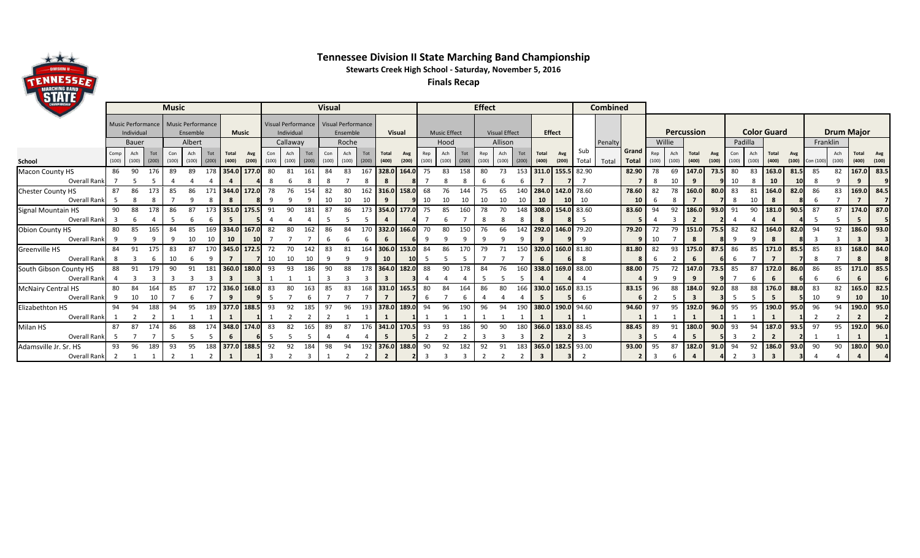# Tennessee Division II State Marching Band Championship

**Stewarts Creek High School - Saturday, November 5, 2016**

**Finals Recap**

| | Music | | | | | | | | Visual | | | | | | | | Effect | | | | | | | | Combined | | | | | | | | | | | | | | |
|---|---|---|---|---|---|---|---|---|---|---|---|---|---|---|---|---|---|---|---|---|---|---|---|---|---|---|---|---|---|---|---|---|---|---|---|---|---|---|---|
| | Music Performance Individual | | | Music Performance Ensemble | | | Music | | Visual Performance Individual | | | Visual Performance Ensemble | | | Visual | | Music Effect | | | Visual Effect | | | Effect | | | Penalty | | Percussion | | | | Color Guard | | | | Drum Major | | | |
| | Bauer | | | Albert | | | | | Callaway | | | Roche | | | | | Hood | | | Allison | | | | | | | | Willie | | | | Padilla | | | | Franklin | | | |
| School | Comp (100) | Ach (100) | Tot (200) | Con (100) | Ach (100) | Tot (200) | Total (400) | Avg (200) | Con (100) | Ach (100) | Tot (200) | Con (100) | Ach (100) | Tot (200) | Total (400) | Avg (200) | Rep (100) | Ach (100) | Tot (200) | Rep (100) | Ach (100) | Tot (200) | Total (400) | Avg (200) | Sub Total | Total | Grand Total | Rep (100) | Ach (100) | Total (400) | Avg (100) | Con (100) | Ach (100) | Total (400) | Avg (100) | Con (100) | Ach (100) | Total (400) | Avg (100) |
| Macon County HS | 86 | 90 | 176 | 89 | 89 | 178 | 354.0 | 177.0 | 80 | 81 | 161 | 84 | 83 | 167 | 328.0 | 164.0 | 75 | 83 | 158 | 80 | 73 | 153 | 311.0 | 155.5 | 82.90 | | 82.90 | 78 | 69 | 147.0 | 73.5 | 80 | 83 | 163.0 | 81.5 | 85 | 82 | 167.0 | 83.5 |
| Overall Rank | 7 | 5 | 5 | 4 | 4 | 4 | 4 | 4 | 8 | 6 | 8 | 8 | 7 | 8 | 8 | 8 | 7 | 8 | 8 | 6 | 6 | 6 | 7 | 7 | 7 | | 7 | 8 | 10 | 9 | 9 | 10 | 8 | 10 | 10 | 8 | 9 | 9 | 9 |
| Chester County HS | 87 | 86 | 173 | 85 | 86 | 171 | 344.0 | 172.0 | 78 | 76 | 154 | 82 | 80 | 162 | 316.0 | 158.0 | 68 | 76 | 144 | 75 | 65 | 140 | 284.0 | 142.0 | 78.60 | | 78.60 | 82 | 78 | 160.0 | 80.0 | 83 | 81 | 164.0 | 82.0 | 86 | 83 | 169.0 | 84.5 |
| Overall Rank | 5 | 8 | 8 | 7 | 9 | 8 | 8 | 8 | 9 | 9 | 9 | 10 | 10 | 10 | 9 | 9 | 10 | 10 | 10 | 10 | 10 | 10 | 10 | 10 | 10 | | 10 | 6 | 8 | 7 | 7 | 8 | 10 | 8 | 8 | 6 | 7 | 7 | 7 |
| Signal Mountain HS | 90 | 88 | 178 | 86 | 87 | 173 | 351.0 | 175.5 | 91 | 90 | 181 | 87 | 86 | 173 | 354.0 | 177.0 | 75 | 85 | 160 | 78 | 70 | 148 | 308.0 | 154.0 | 83.60 | | 83.60 | 94 | 92 | 186.0 | 93.0 | 91 | 90 | 181.0 | 90.5 | 87 | 87 | 174.0 | 87.0 |
| Overall Rank | 3 | 6 | 4 | 5 | 6 | 6 | 5 | 5 | 4 | 4 | 4 | 5 | 5 | 5 | 4 | 4 | 7 | 6 | 7 | 8 | 8 | 8 | 8 | 8 | 5 | | 5 | 4 | 3 | 2 | 2 | 4 | 4 | 4 | 4 | 5 | 5 | 5 | 5 |
| Obion County HS | 80 | 85 | 165 | 84 | 85 | 169 | 334.0 | 167.0 | 82 | 80 | 162 | 86 | 84 | 170 | 332.0 | 166.0 | 70 | 80 | 150 | 76 | 66 | 142 | 292.0 | 146.0 | 79.20 | | 79.20 | 72 | 79 | 151.0 | 75.5 | 82 | 82 | 164.0 | 82.0 | 94 | 92 | 186.0 | 93.0 |
| Overall Rank | 9 | 9 | 9 | 9 | 10 | 10 | 10 | 10 | 7 | 7 | 7 | 6 | 6 | 6 | 6 | 6 | 9 | 9 | 9 | 9 | 9 | 9 | 9 | 9 | 9 | | 9 | 10 | 7 | 8 | 8 | 9 | 9 | 8 | 8 | 3 | 3 | 3 | 3 |
| Greenville HS | 84 | 91 | 175 | 83 | 87 | 170 | 345.0 | 172.5 | 72 | 70 | 142 | 83 | 81 | 164 | 306.0 | 153.0 | 84 | 86 | 170 | 79 | 71 | 150 | 320.0 | 160.0 | 81.80 | | 81.80 | 82 | 93 | 175.0 | 87.5 | 86 | 85 | 171.0 | 85.5 | 85 | 83 | 168.0 | 84.0 |
| Overall Rank | 8 | 3 | 6 | 10 | 6 | 9 | 7 | 7 | 10 | 10 | 10 | 9 | 9 | 9 | 10 | 10 | 5 | 5 | 5 | 7 | 7 | 7 | 6 | 6 | 8 | | 8 | 6 | 2 | 6 | 6 | 6 | 7 | 7 | 7 | 8 | 7 | 8 | 8 |
| South Gibson County HS | 88 | 91 | 179 | 90 | 91 | 181 | 360.0 | 180.0 | 93 | 93 | 186 | 90 | 88 | 178 | 364.0 | 182.0 | 88 | 90 | 178 | 84 | 76 | 160 | 338.0 | 169.0 | 88.00 | | 88.00 | 75 | 72 | 147.0 | 73.5 | 85 | 87 | 172.0 | 86.0 | 86 | 85 | 171.0 | 85.5 |
| Overall Rank | 4 | 3 | 3 | 3 | 3 | 3 | 3 | 3 | 1 | 1 | 1 | 3 | 3 | 3 | 3 | 3 | 4 | 4 | 4 | 5 | 5 | 5 | 4 | 4 | 4 | | 4 | 9 | 9 | 9 | 9 | 7 | 6 | 6 | 6 | 6 | 6 | 6 | 6 |
| McNairy Central HS | 80 | 84 | 164 | 85 | 87 | 172 | 336.0 | 168.0 | 83 | 80 | 163 | 85 | 83 | 168 | 331.0 | 165.5 | 80 | 84 | 164 | 86 | 80 | 166 | 330.0 | 165.0 | 83.15 | | 83.15 | 96 | 88 | 184.0 | 92.0 | 88 | 88 | 176.0 | 88.0 | 83 | 82 | 165.0 | 82.5 |
| Overall Rank | 9 | 10 | 10 | 7 | 6 | 7 | 9 | 9 | 5 | 7 | 6 | 7 | 7 | 7 | 7 | 7 | 6 | 7 | 6 | 4 | 4 | 4 | 5 | 5 | 6 | | 6 | 2 | 5 | 3 | 3 | 5 | 5 | 5 | 5 | 10 | 9 | 10 | 10 |
| Elizabethton HS | 94 | 94 | 188 | 94 | 95 | 189 | 377.0 | 188.5 | 93 | 92 | 185 | 97 | 96 | 193 | 378.0 | 189.0 | 94 | 96 | 190 | 96 | 94 | 190 | 380.0 | 190.0 | 94.60 | | 94.60 | 97 | 95 | 192.0 | 96.0 | 95 | 95 | 190.0 | 95.0 | 96 | 94 | 190.0 | 95.0 |
| Overall Rank | 1 | 2 | 2 | 1 | 1 | 1 | 1 | 1 | 1 | 2 | 2 | 2 | 1 | 1 | 1 | 1 | 1 | 1 | 1 | 1 | 1 | 1 | 1 | 1 | 1 | | 1 | 1 | 1 | 1 | 1 | 1 | 1 | 1 | 1 | 2 | 2 | 2 | 2 |
| Milan HS | 87 | 87 | 174 | 86 | 88 | 174 | 348.0 | 174.0 | 83 | 82 | 165 | 89 | 87 | 176 | 341.0 | 170.5 | 93 | 93 | 186 | 90 | 90 | 180 | 366.0 | 183.0 | 88.45 | | 88.45 | 89 | 91 | 180.0 | 90.0 | 93 | 94 | 187.0 | 93.5 | 97 | 95 | 192.0 | 96.0 |
| Overall Rank | 5 | 7 | 7 | 5 | 5 | 5 | 6 | 6 | 5 | 5 | 5 | 4 | 4 | 4 | 5 | 5 | 2 | 2 | 2 | 3 | 3 | 3 | 2 | 2 | 3 | | 3 | 5 | 4 | 5 | 5 | 3 | 2 | 2 | 2 | 1 | 1 | 1 | 1 |
| Adamsville Jr. Sr. HS | 93 | 96 | 189 | 93 | 95 | 188 | 377.0 | 188.5 | 92 | 92 | 184 | 98 | 94 | 192 | 376.0 | 188.0 | 90 | 92 | 182 | 92 | 91 | 183 | 365.0 | 182.5 | 93.00 | | 93.00 | 95 | 87 | 182.0 | 91.0 | 94 | 92 | 186.0 | 93.0 | 90 | 90 | 180.0 | 90.0 |
| Overall Rank | 2 | 1 | 1 | 2 | 1 | 2 | 1 | 1 | 3 | 2 | 3 | 1 | 2 | 2 | 2 | 2 | 3 | 3 | 3 | 2 | 2 | 2 | 3 | 3 | 2 | | 2 | 3 | 6 | 4 | 4 | 2 | 3 | 3 | 3 | 4 | 4 | 4 | 4 |